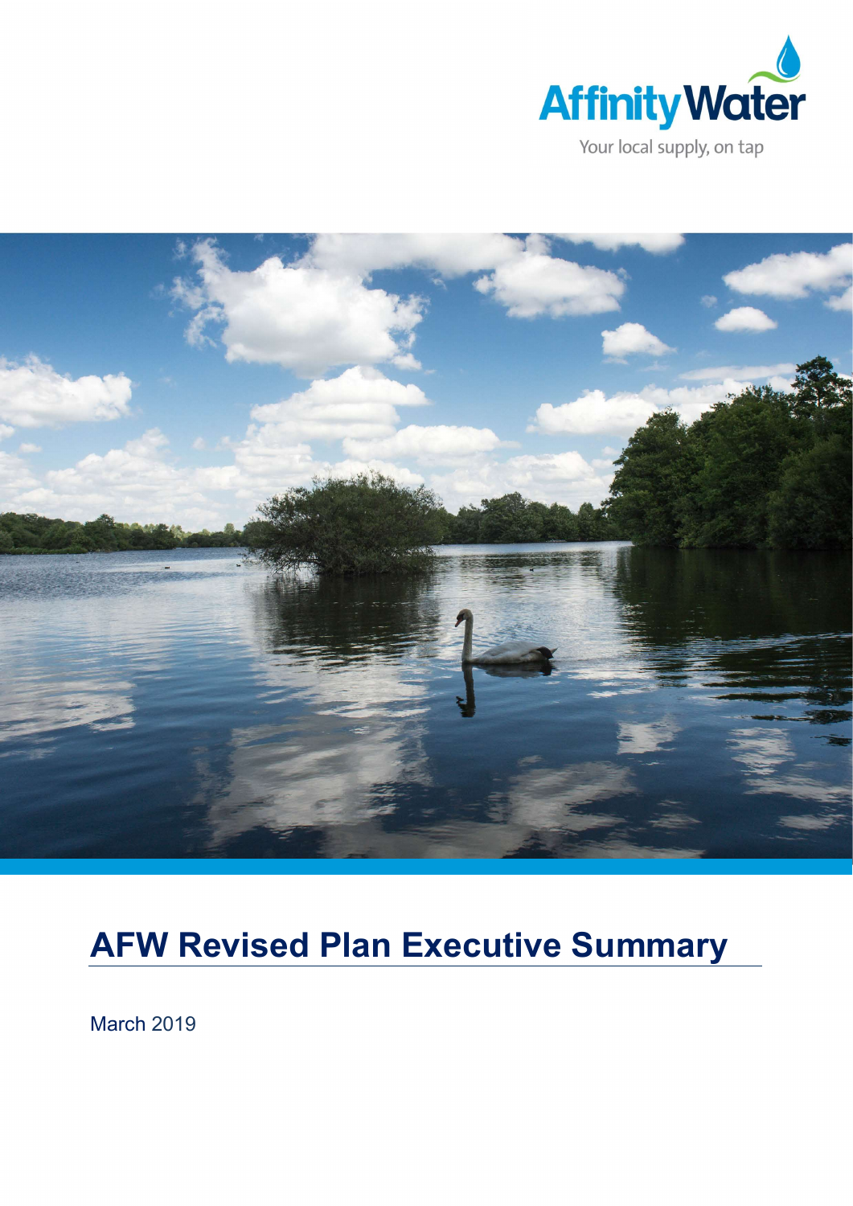Affinity Water

Your local supply, on tap

# AFW Revised Plan Executive Summary

March 2019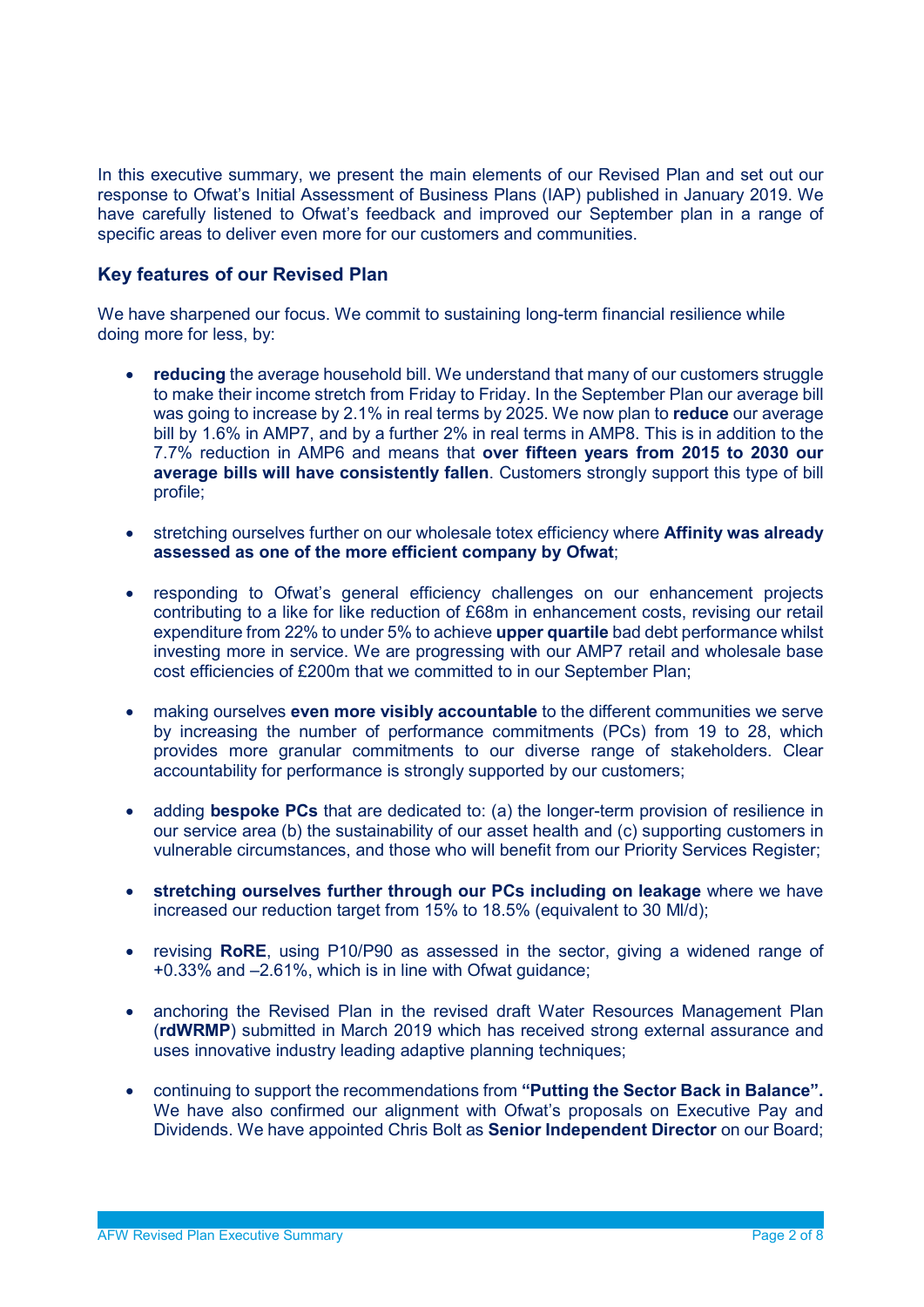In this executive summary, we present the main elements of our Revised Plan and set out our response to Ofwat's Initial Assessment of Business Plans (IAP) published in January 2019. We have carefully listened to Ofwat's feedback and improved our September plan in a range of specific areas to deliver even more for our customers and communities.

### Key features of our Revised Plan

We have sharpened our focus. We commit to sustaining long-term financial resilience while doing more for less, by:

- **reducing** the average household bill. We understand that many of our customers struggle to make their income stretch from Friday to Friday. In the September Plan our average bill was going to increase by 2.1% in real terms by 2025. We now plan to **reduce** our average bill by 1.6% in AMP7, and by a further 2% in real terms in AMP8. This is in addition to the 7.7% reduction in AMP6 and means that **over fifteen years from 2015 to 2030 our average bills will have consistently fallen**. Customers strongly support this type of bill profile;

- stretching ourselves further on our wholesale totex efficiency where **Affinity was already assessed as one of the more efficient company by Ofwat**;

- responding to Ofwat's general efficiency challenges on our enhancement projects contributing to a like for like reduction of £68m in enhancement costs, revising our retail expenditure from 22% to under 5% to achieve **upper quartile** bad debt performance whilst investing more in service. We are progressing with our AMP7 retail and wholesale base cost efficiencies of £200m that we committed to in our September Plan;

- making ourselves **even more visibly accountable** to the different communities we serve by increasing the number of performance commitments (PCs) from 19 to 28, which provides more granular commitments to our diverse range of stakeholders. Clear accountability for performance is strongly supported by our customers;

- adding **bespoke PCs** that are dedicated to: (a) the longer-term provision of resilience in our service area (b) the sustainability of our asset health and (c) supporting customers in vulnerable circumstances, and those who will benefit from our Priority Services Register;

- **stretching ourselves further through our PCs including on leakage** where we have increased our reduction target from 15% to 18.5% (equivalent to 30 Ml/d);

- revising **RoRE**, using P10/P90 as assessed in the sector, giving a widened range of +0.33% and –2.61%, which is in line with Ofwat guidance;

- anchoring the Revised Plan in the revised draft Water Resources Management Plan (**rdWRMP**) submitted in March 2019 which has received strong external assurance and uses innovative industry leading adaptive planning techniques;

- continuing to support the recommendations from **"Putting the Sector Back in Balance".** We have also confirmed our alignment with Ofwat's proposals on Executive Pay and Dividends. We have appointed Chris Bolt as **Senior Independent Director** on our Board;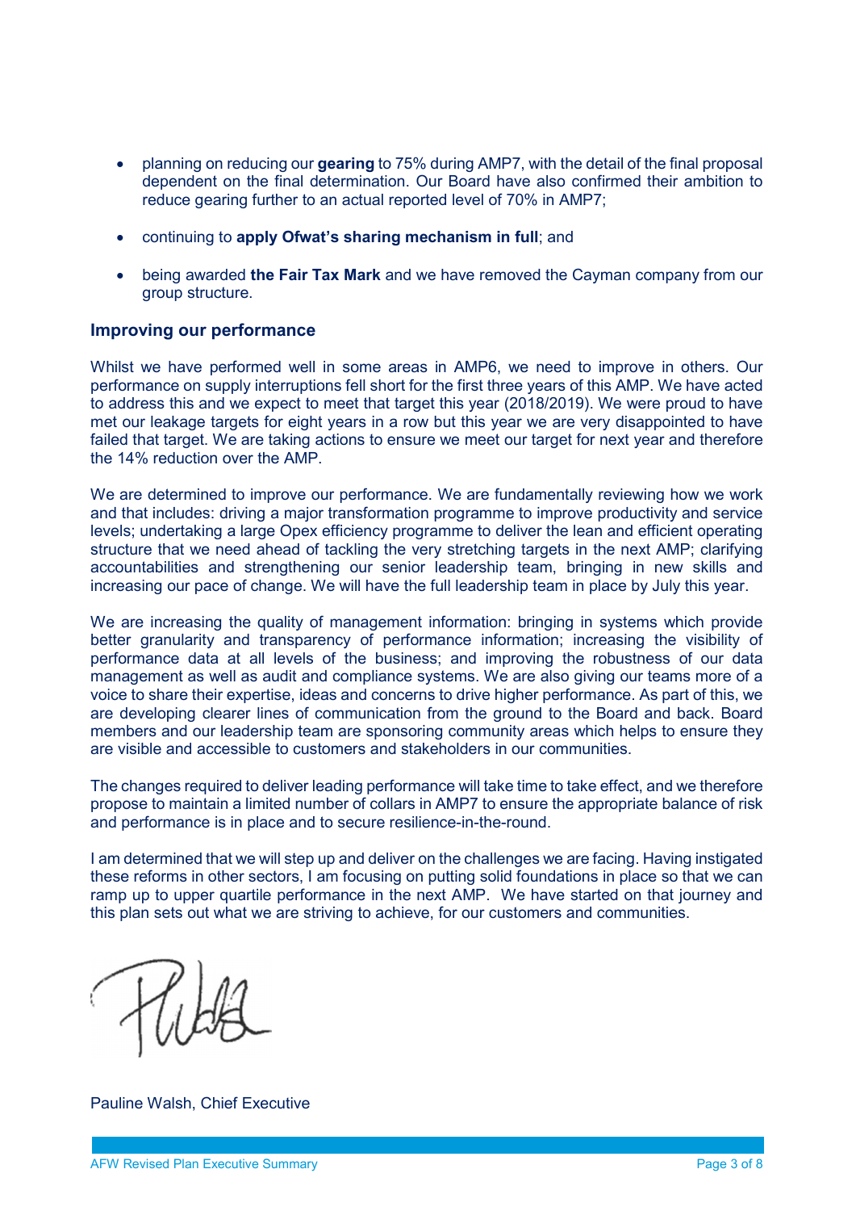- planning on reducing our **gearing** to 75% during AMP7, with the detail of the final proposal dependent on the final determination. Our Board have also confirmed their ambition to reduce gearing further to an actual reported level of 70% in AMP7;
- continuing to **apply Ofwat's sharing mechanism in full**; and
- being awarded **the Fair Tax Mark** and we have removed the Cayman company from our group structure.

### Improving our performance

Whilst we have performed well in some areas in AMP6, we need to improve in others. Our performance on supply interruptions fell short for the first three years of this AMP. We have acted to address this and we expect to meet that target this year (2018/2019). We were proud to have met our leakage targets for eight years in a row but this year we are very disappointed to have failed that target. We are taking actions to ensure we meet our target for next year and therefore the 14% reduction over the AMP.

We are determined to improve our performance. We are fundamentally reviewing how we work and that includes: driving a major transformation programme to improve productivity and service levels; undertaking a large Opex efficiency programme to deliver the lean and efficient operating structure that we need ahead of tackling the very stretching targets in the next AMP; clarifying accountabilities and strengthening our senior leadership team, bringing in new skills and increasing our pace of change. We will have the full leadership team in place by July this year.

We are increasing the quality of management information: bringing in systems which provide better granularity and transparency of performance information; increasing the visibility of performance data at all levels of the business; and improving the robustness of our data management as well as audit and compliance systems. We are also giving our teams more of a voice to share their expertise, ideas and concerns to drive higher performance. As part of this, we are developing clearer lines of communication from the ground to the Board and back. Board members and our leadership team are sponsoring community areas which helps to ensure they are visible and accessible to customers and stakeholders in our communities.

The changes required to deliver leading performance will take time to take effect, and we therefore propose to maintain a limited number of collars in AMP7 to ensure the appropriate balance of risk and performance is in place and to secure resilience-in-the-round.

I am determined that we will step up and deliver on the challenges we are facing. Having instigated these reforms in other sectors, I am focusing on putting solid foundations in place so that we can ramp up to upper quartile performance in the next AMP. We have started on that journey and this plan sets out what we are striving to achieve, for our customers and communities.

Pauline Walsh, Chief Executive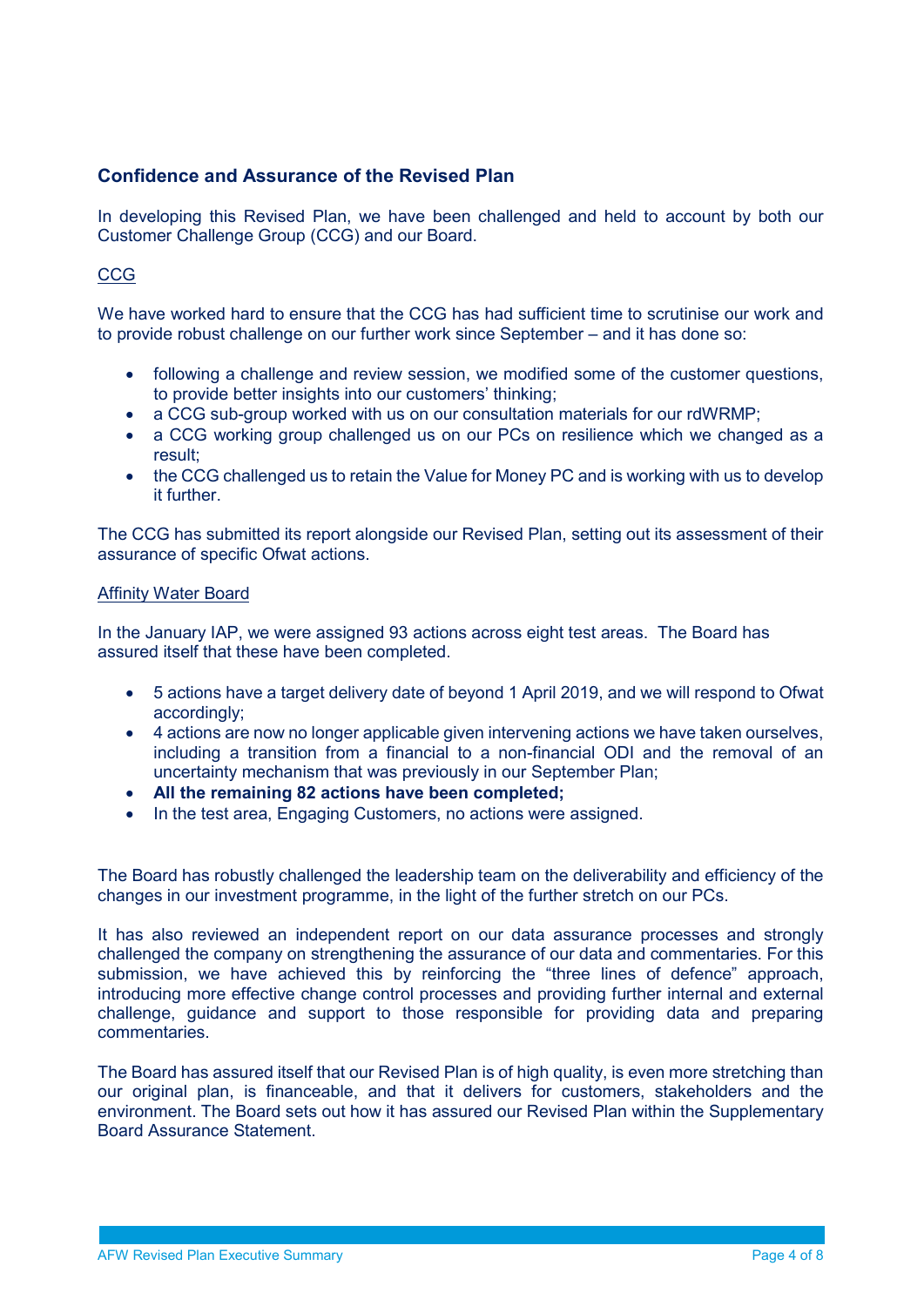## Confidence and Assurance of the Revised Plan

In developing this Revised Plan, we have been challenged and held to account by both our Customer Challenge Group (CCG) and our Board.

### CCG

We have worked hard to ensure that the CCG has had sufficient time to scrutinise our work and to provide robust challenge on our further work since September – and it has done so:

- following a challenge and review session, we modified some of the customer questions, to provide better insights into our customers' thinking;
- a CCG sub-group worked with us on our consultation materials for our rdWRMP;
- a CCG working group challenged us on our PCs on resilience which we changed as a result;
- the CCG challenged us to retain the Value for Money PC and is working with us to develop it further.

The CCG has submitted its report alongside our Revised Plan, setting out its assessment of their assurance of specific Ofwat actions.

### Affinity Water Board

In the January IAP, we were assigned 93 actions across eight test areas. The Board has assured itself that these have been completed.

- 5 actions have a target delivery date of beyond 1 April 2019, and we will respond to Ofwat accordingly;
- 4 actions are now no longer applicable given intervening actions we have taken ourselves, including a transition from a financial to a non-financial ODI and the removal of an uncertainty mechanism that was previously in our September Plan;
- **All the remaining 82 actions have been completed;**
- In the test area, Engaging Customers, no actions were assigned.

The Board has robustly challenged the leadership team on the deliverability and efficiency of the changes in our investment programme, in the light of the further stretch on our PCs.

It has also reviewed an independent report on our data assurance processes and strongly challenged the company on strengthening the assurance of our data and commentaries. For this submission, we have achieved this by reinforcing the "three lines of defence" approach, introducing more effective change control processes and providing further internal and external challenge, guidance and support to those responsible for providing data and preparing commentaries.

The Board has assured itself that our Revised Plan is of high quality, is even more stretching than our original plan, is financeable, and that it delivers for customers, stakeholders and the environment. The Board sets out how it has assured our Revised Plan within the Supplementary Board Assurance Statement.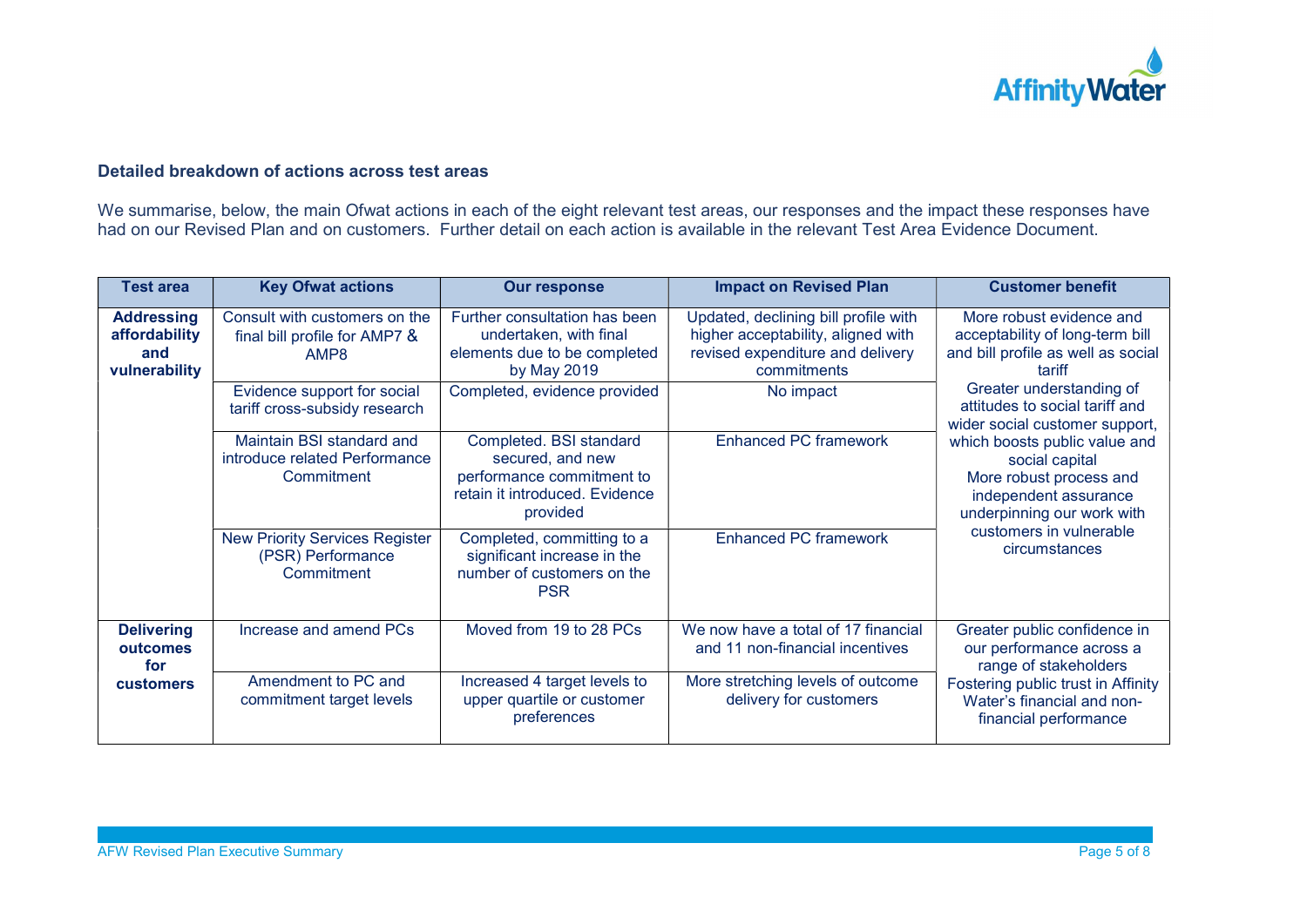**Detailed breakdown of actions across test areas**

We summarise, below, the main Ofwat actions in each of the eight relevant test areas, our responses and the impact these responses have had on our Revised Plan and on customers. Further detail on each action is available in the relevant Test Area Evidence Document.

| Test area | Key Ofwat actions | Our response | Impact on Revised Plan | Customer benefit |
|---|---|---|---|---|
| **Addressing affordability and vulnerability** | Consult with customers on the final bill profile for AMP7 & AMP8 | Further consultation has been undertaken, with final elements due to be completed by May 2019 | Updated, declining bill profile with higher acceptability, aligned with revised expenditure and delivery commitments | More robust evidence and acceptability of long-term bill and bill profile as well as social tariff Greater understanding of attitudes to social tariff and wider social customer support, which boosts public value and social capital More robust process and independent assurance underpinning our work with customers in vulnerable circumstances |
| | Evidence support for social tariff cross-subsidy research | Completed, evidence provided | No impact | |
| | Maintain BSI standard and introduce related Performance Commitment | Completed. BSI standard secured, and new performance commitment to retain it introduced. Evidence provided | Enhanced PC framework | |
| | New Priority Services Register (PSR) Performance Commitment | Completed, committing to a significant increase in the number of customers on the PSR | Enhanced PC framework | |
| **Delivering outcomes for customers** | Increase and amend PCs | Moved from 19 to 28 PCs | We now have a total of 17 financial and 11 non-financial incentives | Greater public confidence in our performance across a range of stakeholders Fostering public trust in Affinity Water's financial and non-financial performance |
| | Amendment to PC and commitment target levels | Increased 4 target levels to upper quartile or customer preferences | More stretching levels of outcome delivery for customers | |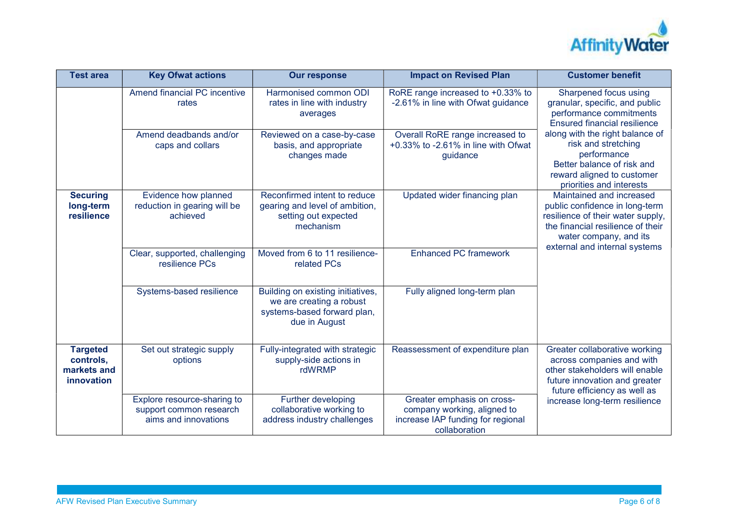| Test area | Key Ofwat actions | Our response | Impact on Revised Plan | Customer benefit |
| --- | --- | --- | --- | --- |
| | Amend financial PC incentive rates | Harmonised common ODI rates in line with industry averages | RoRE range increased to +0.33% to -2.61% in line with Ofwat guidance | Sharpened focus using granular, specific, and public performance commitments Ensured financial resilience along with the right balance of risk and stretching performance Better balance of risk and reward aligned to customer priorities and interests |
| | Amend deadbands and/or caps and collars | Reviewed on a case-by-case basis, and appropriate changes made | Overall RoRE range increased to +0.33% to -2.61% in line with Ofwat guidance | |
| **Securing long-term resilience** | Evidence how planned reduction in gearing will be achieved | Reconfirmed intent to reduce gearing and level of ambition, setting out expected mechanism | Updated wider financing plan | Maintained and increased public confidence in long-term resilience of their water supply, the financial resilience of their water company, and its external and internal systems |
| | Clear, supported, challenging resilience PCs | Moved from 6 to 11 resilience-related PCs | Enhanced PC framework | |
| | Systems-based resilience | Building on existing initiatives, we are creating a robust systems-based forward plan, due in August | Fully aligned long-term plan | |
| **Targeted controls, markets and innovation** | Set out strategic supply options | Fully-integrated with strategic supply-side actions in rdWRMP | Reassessment of expenditure plan | Greater collaborative working across companies and with other stakeholders will enable future innovation and greater future efficiency as well as increase long-term resilience |
| | Explore resource-sharing to support common research aims and innovations | Further developing collaborative working to address industry challenges | Greater emphasis on cross-company working, aligned to increase IAP funding for regional collaboration | |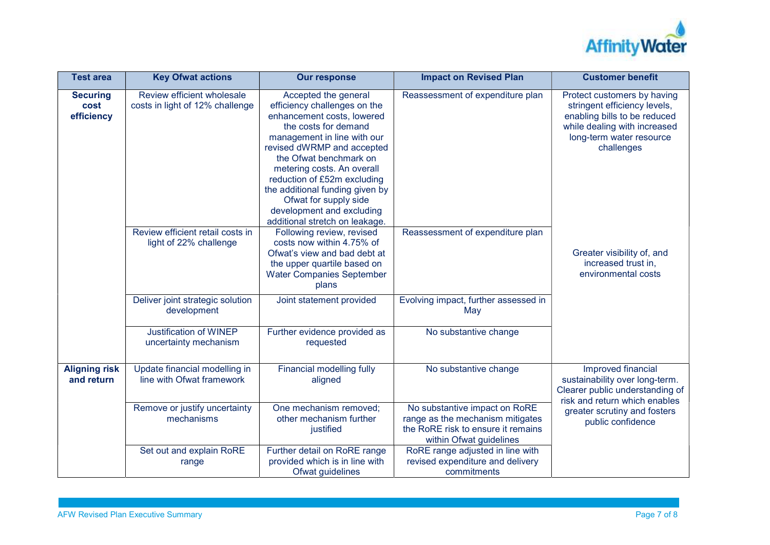| Test area | Key Ofwat actions | Our response | Impact on Revised Plan | Customer benefit |
|---|---|---|---|---|
| **Securing cost efficiency** | Review efficient wholesale costs in light of 12% challenge | Accepted the general efficiency challenges on the enhancement costs, lowered the costs for demand management in line with our revised dWRMP and accepted the Ofwat benchmark on metering costs. An overall reduction of £52m excluding the additional funding given by Ofwat for supply side development and excluding additional stretch on leakage. | Reassessment of expenditure plan | Protect customers by having stringent efficiency levels, enabling bills to be reduced while dealing with increased long-term water resource challenges |
| | Review efficient retail costs in light of 22% challenge | Following review, revised costs now within 4.75% of Ofwat's view and bad debt at the upper quartile based on Water Companies September plans | Reassessment of expenditure plan | Greater visibility of, and increased trust in, environmental costs |
| | Deliver joint strategic solution development | Joint statement provided | Evolving impact, further assessed in May | |
| | Justification of WINEP uncertainty mechanism | Further evidence provided as requested | No substantive change | |
| **Aligning risk and return** | Update financial modelling in line with Ofwat framework | Financial modelling fully aligned | No substantive change | Improved financial sustainability over long-term. Clearer public understanding of risk and return which enables greater scrutiny and fosters public confidence |
| | Remove or justify uncertainty mechanisms | One mechanism removed; other mechanism further justified | No substantive impact on RoRE range as the mechanism mitigates the RoRE risk to ensure it remains within Ofwat guidelines | |
| | Set out and explain RoRE range | Further detail on RoRE range provided which is in line with Ofwat guidelines | RoRE range adjusted in line with revised expenditure and delivery commitments | |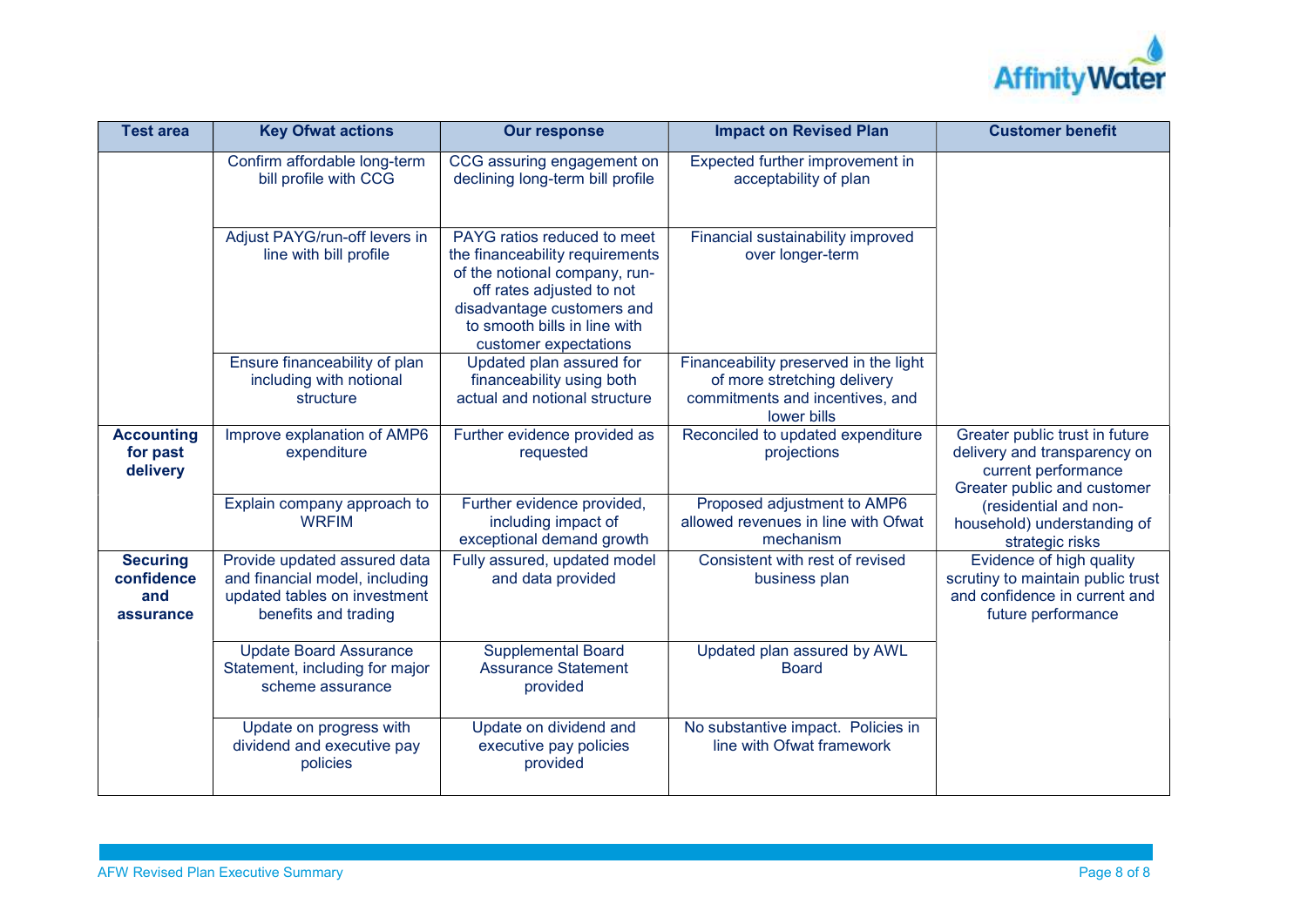| Test area | Key Ofwat actions | Our response | Impact on Revised Plan | Customer benefit |
|---|---|---|---|---|
| | Confirm affordable long-term bill profile with CCG | CCG assuring engagement on declining long-term bill profile | Expected further improvement in acceptability of plan | |
| | Adjust PAYG/run-off levers in line with bill profile | PAYG ratios reduced to meet the financeability requirements of the notional company, run-off rates adjusted to not disadvantage customers and to smooth bills in line with customer expectations | Financial sustainability improved over longer-term | |
| | Ensure financeability of plan including with notional structure | Updated plan assured for financeability using both actual and notional structure | Financeability preserved in the light of more stretching delivery commitments and incentives, and lower bills | |
| **Accounting for past delivery** | Improve explanation of AMP6 expenditure | Further evidence provided as requested | Reconciled to updated expenditure projections | Greater public trust in future delivery and transparency on current performance |
| | Explain company approach to WRFIM | Further evidence provided, including impact of exceptional demand growth | Proposed adjustment to AMP6 allowed revenues in line with Ofwat mechanism | Greater public and customer (residential and non-household) understanding of strategic risks |
| **Securing confidence and assurance** | Provide updated assured data and financial model, including updated tables on investment benefits and trading | Fully assured, updated model and data provided | Consistent with rest of revised business plan | Evidence of high quality scrutiny to maintain public trust and confidence in current and future performance |
| | Update Board Assurance Statement, including for major scheme assurance | Supplemental Board Assurance Statement provided | Updated plan assured by AWL Board | |
| | Update on progress with dividend and executive pay policies | Update on dividend and executive pay policies provided | No substantive impact. Policies in line with Ofwat framework | |